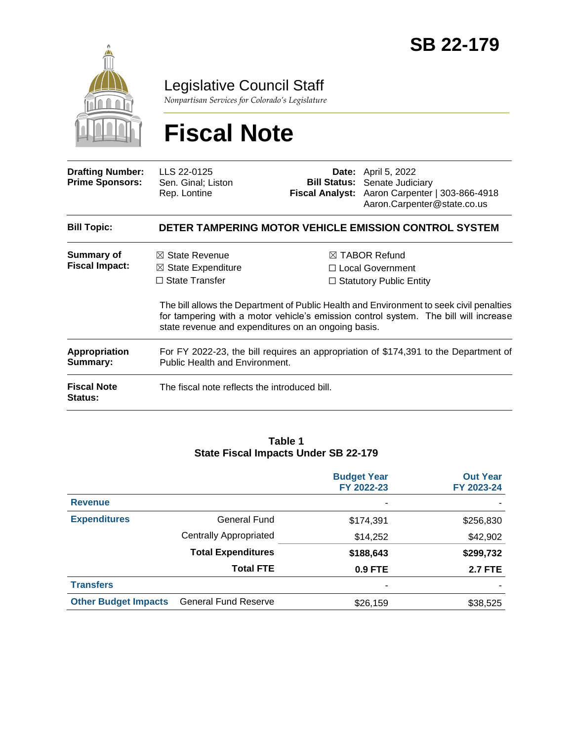# SB 22-179

## Legislative Council Staff

*Nonpartisan Services for Colorado's Legislature*

# Fiscal Note

| | | | |
|---|---|---|---|
| **Drafting Number:** | LLS 22-0125 | **Date:** | April 5, 2022 |
| **Prime Sponsors:** | Sen. Ginal; Liston<br>Rep. Lontine | **Bill Status:** | Senate Judiciary |
| | | **Fiscal Analyst:** | Aaron Carpenter \| 303-866-4918<br>Aaron.Carpenter@state.co.us |

**Bill Topic:** **DETER TAMPERING MOTOR VEHICLE EMISSION CONTROL SYSTEM**

**Summary of Fiscal Impact:**

- ☒ State Revenue
- ☒ State Expenditure
- ☐ State Transfer
- ☒ TABOR Refund
- ☐ Local Government
- ☐ Statutory Public Entity

The bill allows the Department of Public Health and Environment to seek civil penalties for tampering with a motor vehicle's emission control system. The bill will increase state revenue and expenditures on an ongoing basis.

**Appropriation Summary:** For FY 2022-23, the bill requires an appropriation of $174,391 to the Department of Public Health and Environment.

**Fiscal Note Status:** The fiscal note reflects the introduced bill.

**Table 1**
**State Fiscal Impacts Under SB 22-179**

| | | Budget Year FY 2022-23 | Out Year FY 2023-24 |
|---|---|---|---|
| **Revenue** | | - | - |
| **Expenditures** | General Fund | $174,391 | $256,830 |
| | Centrally Appropriated | $14,252 | $42,902 |
| | **Total Expenditures** | **$188,643** | **$299,732** |
| | **Total FTE** | **0.9 FTE** | **2.7 FTE** |
| **Transfers** | | - | - |
| **Other Budget Impacts** | General Fund Reserve | $26,159 | $38,525 |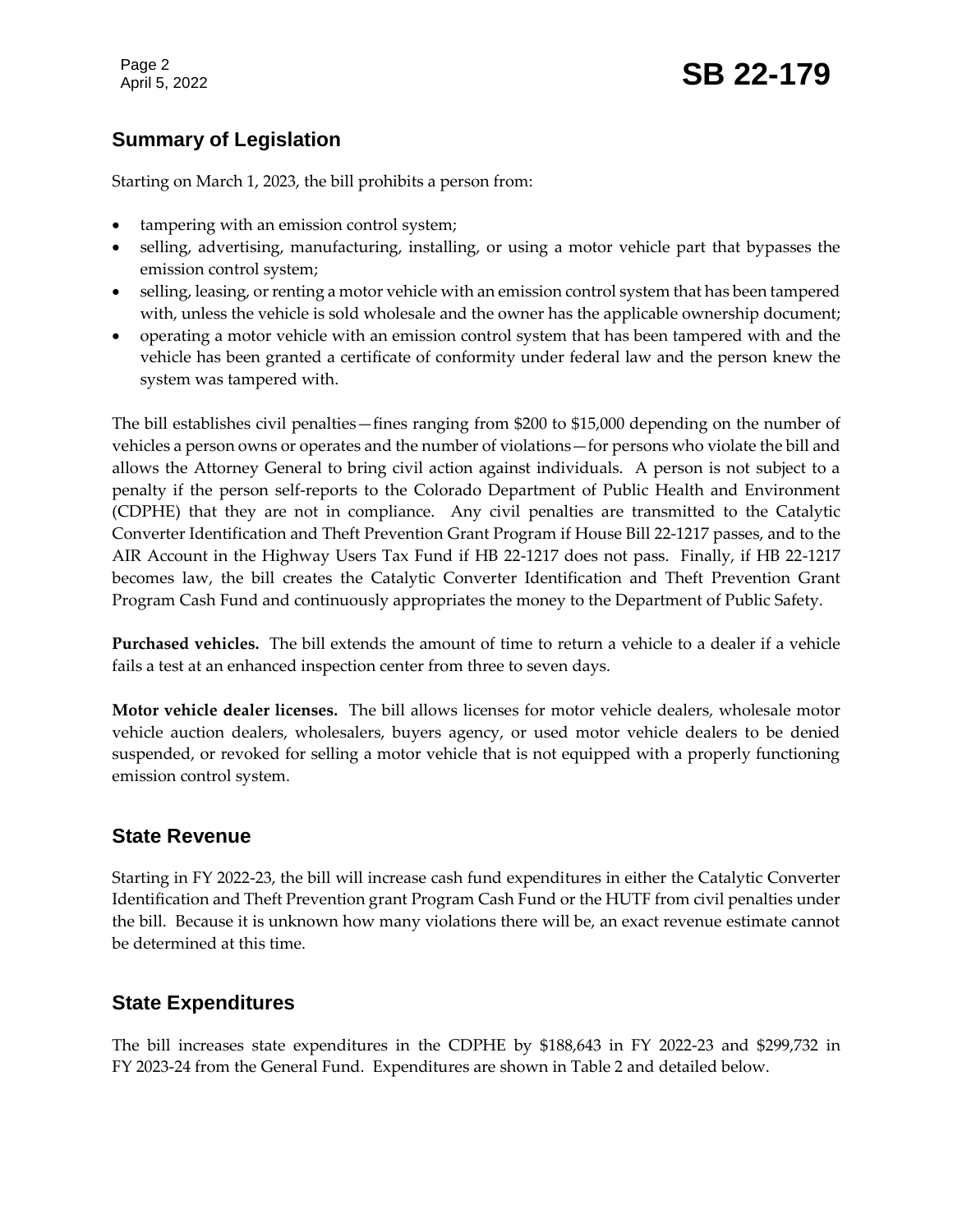## Summary of Legislation

Starting on March 1, 2023, the bill prohibits a person from:

- tampering with an emission control system;
- selling, advertising, manufacturing, installing, or using a motor vehicle part that bypasses the emission control system;
- selling, leasing, or renting a motor vehicle with an emission control system that has been tampered with, unless the vehicle is sold wholesale and the owner has the applicable ownership document;
- operating a motor vehicle with an emission control system that has been tampered with and the vehicle has been granted a certificate of conformity under federal law and the person knew the system was tampered with.

The bill establishes civil penalties—fines ranging from $200 to $15,000 depending on the number of vehicles a person owns or operates and the number of violations—for persons who violate the bill and allows the Attorney General to bring civil action against individuals. A person is not subject to a penalty if the person self-reports to the Colorado Department of Public Health and Environment (CDPHE) that they are not in compliance. Any civil penalties are transmitted to the Catalytic Converter Identification and Theft Prevention Grant Program if House Bill 22-1217 passes, and to the AIR Account in the Highway Users Tax Fund if HB 22-1217 does not pass. Finally, if HB 22-1217 becomes law, the bill creates the Catalytic Converter Identification and Theft Prevention Grant Program Cash Fund and continuously appropriates the money to the Department of Public Safety.

**Purchased vehicles.** The bill extends the amount of time to return a vehicle to a dealer if a vehicle fails a test at an enhanced inspection center from three to seven days.

**Motor vehicle dealer licenses.** The bill allows licenses for motor vehicle dealers, wholesale motor vehicle auction dealers, wholesalers, buyers agency, or used motor vehicle dealers to be denied suspended, or revoked for selling a motor vehicle that is not equipped with a properly functioning emission control system.

## State Revenue

Starting in FY 2022-23, the bill will increase cash fund expenditures in either the Catalytic Converter Identification and Theft Prevention grant Program Cash Fund or the HUTF from civil penalties under the bill. Because it is unknown how many violations there will be, an exact revenue estimate cannot be determined at this time.

## State Expenditures

The bill increases state expenditures in the CDPHE by $188,643 in FY 2022-23 and $299,732 in FY 2023-24 from the General Fund. Expenditures are shown in Table 2 and detailed below.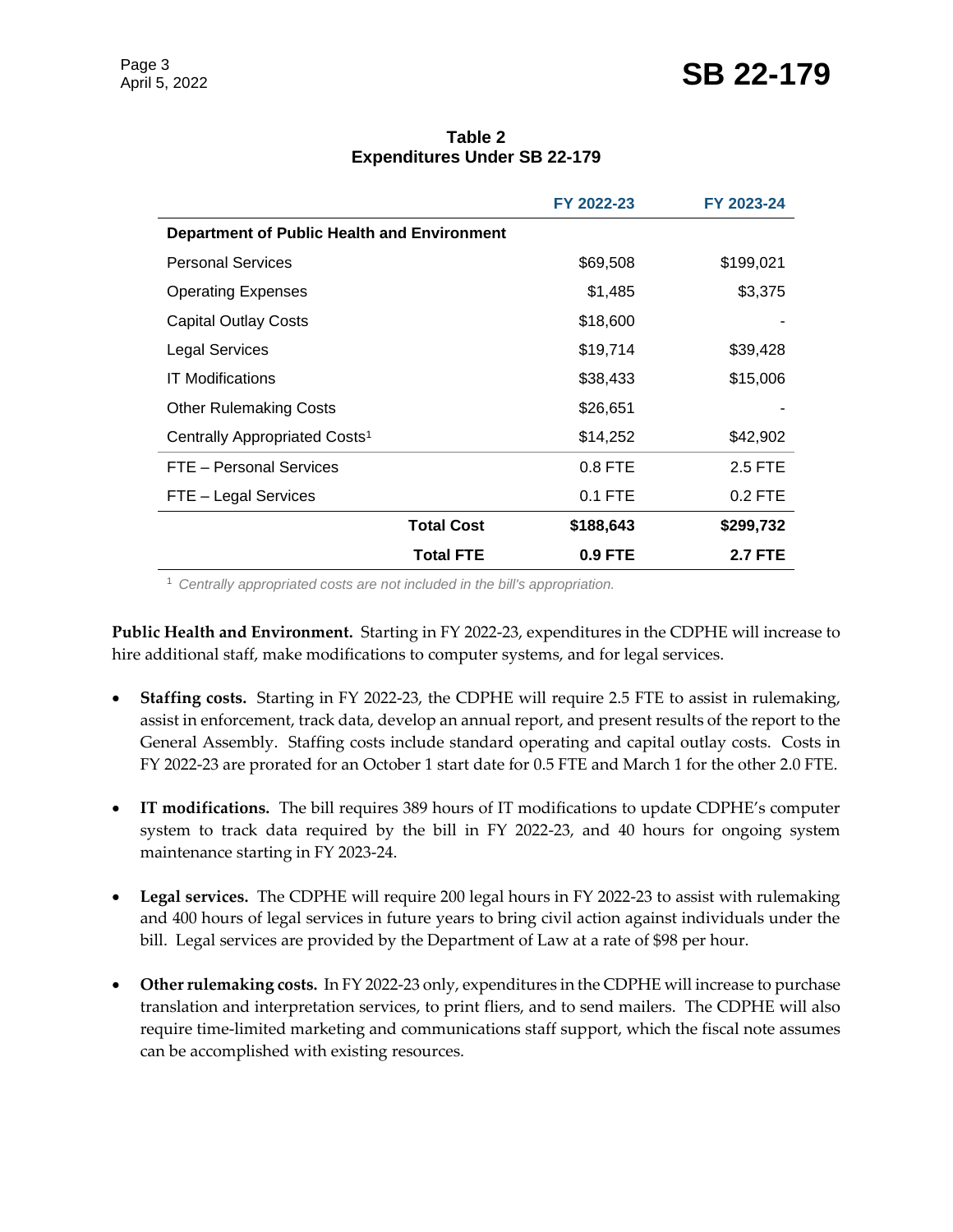**Table 2**
**Expenditures Under SB 22-179**

| | FY 2022-23 | FY 2023-24 |
|---|---|---|
| **Department of Public Health and Environment** | | |
| Personal Services | $69,508 | $199,021 |
| Operating Expenses | $1,485 | $3,375 |
| Capital Outlay Costs | $18,600 | - |
| Legal Services | $19,714 | $39,428 |
| IT Modifications | $38,433 | $15,006 |
| Other Rulemaking Costs | $26,651 | - |
| Centrally Appropriated Costs[1] | $14,252 | $42,902 |
| FTE – Personal Services | 0.8 FTE | 2.5 FTE |
| FTE – Legal Services | 0.1 FTE | 0.2 FTE |
| **Total Cost** | **$188,643** | **$299,732** |
| **Total FTE** | **0.9 FTE** | **2.7 FTE** |

[1] *Centrally appropriated costs are not included in the bill's appropriation.*

**Public Health and Environment.** Starting in FY 2022-23, expenditures in the CDPHE will increase to hire additional staff, make modifications to computer systems, and for legal services.

- **Staffing costs.** Starting in FY 2022-23, the CDPHE will require 2.5 FTE to assist in rulemaking, assist in enforcement, track data, develop an annual report, and present results of the report to the General Assembly. Staffing costs include standard operating and capital outlay costs. Costs in FY 2022-23 are prorated for an October 1 start date for 0.5 FTE and March 1 for the other 2.0 FTE.
- **IT modifications.** The bill requires 389 hours of IT modifications to update CDPHE's computer system to track data required by the bill in FY 2022-23, and 40 hours for ongoing system maintenance starting in FY 2023-24.
- **Legal services.** The CDPHE will require 200 legal hours in FY 2022-23 to assist with rulemaking and 400 hours of legal services in future years to bring civil action against individuals under the bill. Legal services are provided by the Department of Law at a rate of $98 per hour.
- **Other rulemaking costs.** In FY 2022-23 only, expenditures in the CDPHE will increase to purchase translation and interpretation services, to print fliers, and to send mailers. The CDPHE will also require time-limited marketing and communications staff support, which the fiscal note assumes can be accomplished with existing resources.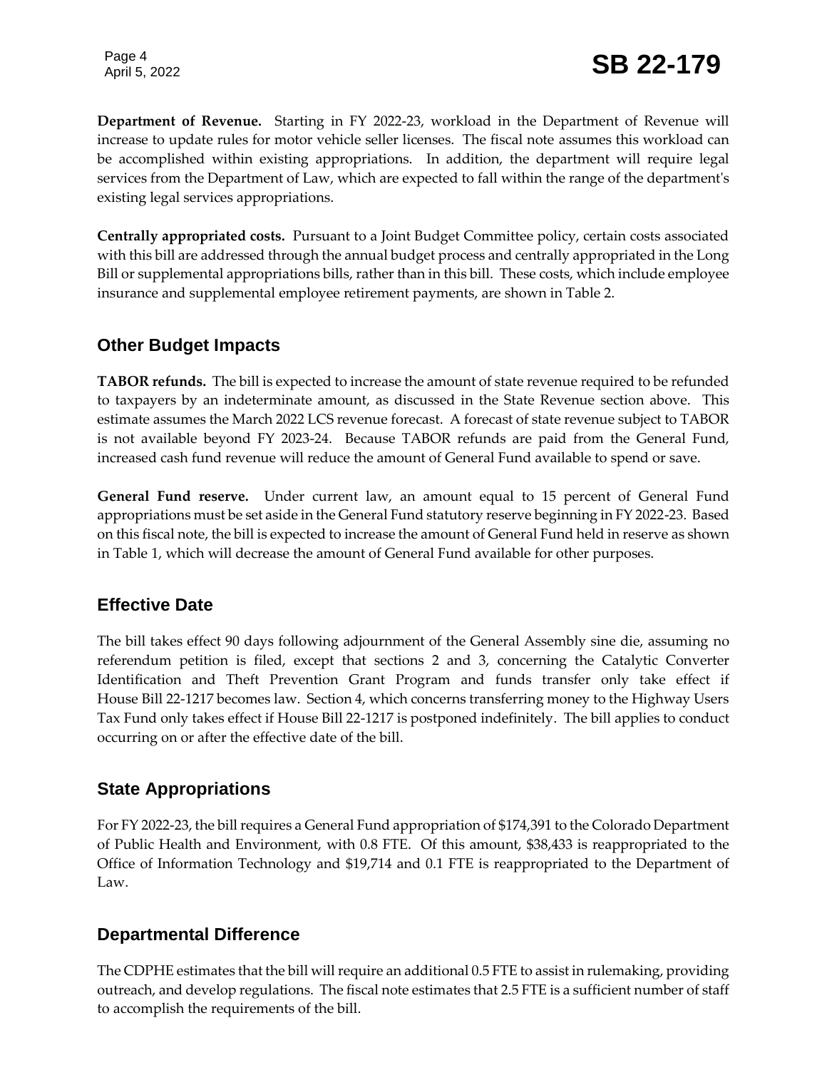**Department of Revenue.** Starting in FY 2022-23, workload in the Department of Revenue will increase to update rules for motor vehicle seller licenses. The fiscal note assumes this workload can be accomplished within existing appropriations. In addition, the department will require legal services from the Department of Law, which are expected to fall within the range of the department's existing legal services appropriations.

**Centrally appropriated costs.** Pursuant to a Joint Budget Committee policy, certain costs associated with this bill are addressed through the annual budget process and centrally appropriated in the Long Bill or supplemental appropriations bills, rather than in this bill. These costs, which include employee insurance and supplemental employee retirement payments, are shown in Table 2.

## Other Budget Impacts

**TABOR refunds.** The bill is expected to increase the amount of state revenue required to be refunded to taxpayers by an indeterminate amount, as discussed in the State Revenue section above. This estimate assumes the March 2022 LCS revenue forecast. A forecast of state revenue subject to TABOR is not available beyond FY 2023-24. Because TABOR refunds are paid from the General Fund, increased cash fund revenue will reduce the amount of General Fund available to spend or save.

**General Fund reserve.** Under current law, an amount equal to 15 percent of General Fund appropriations must be set aside in the General Fund statutory reserve beginning in FY 2022-23. Based on this fiscal note, the bill is expected to increase the amount of General Fund held in reserve as shown in Table 1, which will decrease the amount of General Fund available for other purposes.

## Effective Date

The bill takes effect 90 days following adjournment of the General Assembly sine die, assuming no referendum petition is filed, except that sections 2 and 3, concerning the Catalytic Converter Identification and Theft Prevention Grant Program and funds transfer only take effect if House Bill 22-1217 becomes law. Section 4, which concerns transferring money to the Highway Users Tax Fund only takes effect if House Bill 22-1217 is postponed indefinitely. The bill applies to conduct occurring on or after the effective date of the bill.

## State Appropriations

For FY 2022-23, the bill requires a General Fund appropriation of $174,391 to the Colorado Department of Public Health and Environment, with 0.8 FTE. Of this amount, $38,433 is reappropriated to the Office of Information Technology and $19,714 and 0.1 FTE is reappropriated to the Department of Law.

## Departmental Difference

The CDPHE estimates that the bill will require an additional 0.5 FTE to assist in rulemaking, providing outreach, and develop regulations. The fiscal note estimates that 2.5 FTE is a sufficient number of staff to accomplish the requirements of the bill.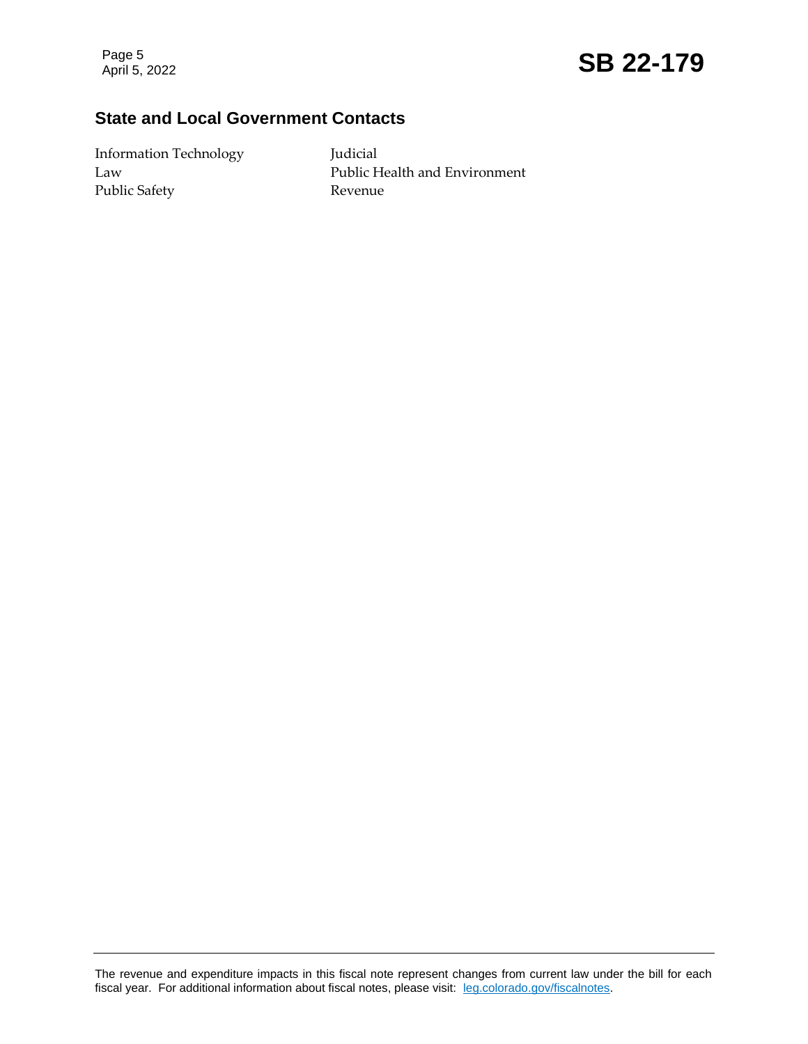## State and Local Government Contacts

| | |
|---|---|
| Information Technology | Judicial |
| Law | Public Health and Environment |
| Public Safety | Revenue |

The revenue and expenditure impacts in this fiscal note represent changes from current law under the bill for each fiscal year. For additional information about fiscal notes, please visit: leg.colorado.gov/fiscalnotes.